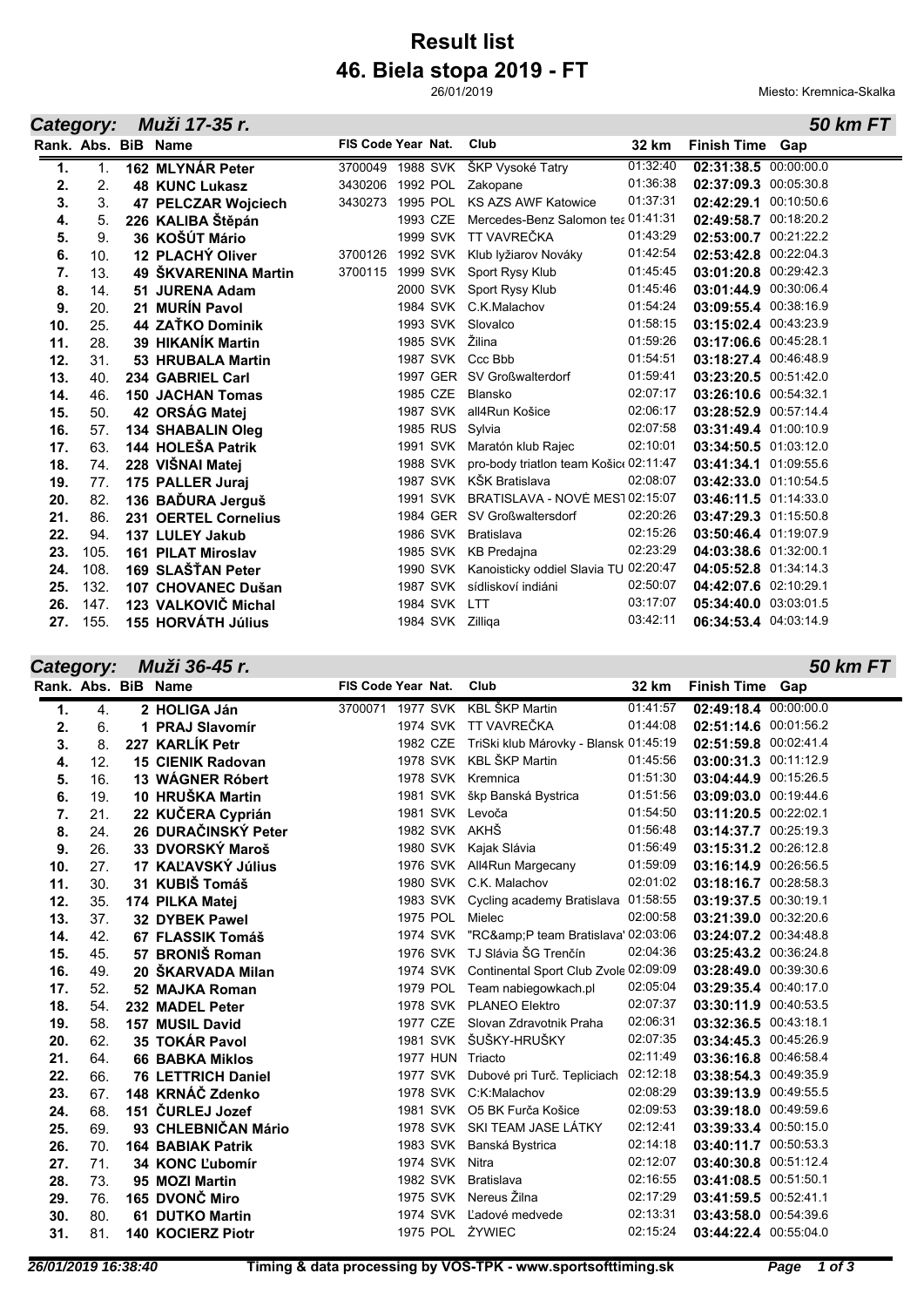# Result list

# 46. Biela stopa 2019 - FT

26/01/2019

Miesto: Kremnica-Skalka

## Category: Muži 17-35 r. — 50 km FT

| Rank. | Abs. | BiB | Name | FIS Code | Year | Nat. | Club | 32 km | Finish Time | Gap |
|---|---|---|---|---|---|---|---|---|---|---|
| 1. | 1. | 162 | **MLYNÁR Peter** | 3700049 | 1988 | SVK | ŠKP Vysoké Tatry | 01:32:40 | **02:31:38.5** | 00:00:00.0 |
| 2. | 2. | 48 | **KUNC Lukasz** | 3430206 | 1992 | POL | Zakopane | 01:36:38 | **02:37:09.3** | 00:05:30.8 |
| 3. | 3. | 47 | **PELCZAR Wojciech** | 3430273 | 1995 | POL | KS AZS AWF Katowice | 01:37:31 | **02:42:29.1** | 00:10:50.6 |
| 4. | 5. | 226 | **KALIBA Štěpán** | | 1993 | CZE | Mercedes-Benz Salomon tea | 01:41:31 | **02:49:58.7** | 00:18:20.2 |
| 5. | 9. | 36 | **KOŠÚT Mário** | | 1999 | SVK | TT VAVREČKA | 01:43:29 | **02:53:00.7** | 00:21:22.2 |
| 6. | 10. | 12 | **PLACHÝ Oliver** | 3700126 | 1992 | SVK | Klub lyžiarov Nováky | 01:42:54 | **02:53:42.8** | 00:22:04.3 |
| 7. | 13. | 49 | **ŠKVARENINA Martin** | 3700115 | 1999 | SVK | Sport Rysy Klub | 01:45:45 | **03:01:20.8** | 00:29:42.3 |
| 8. | 14. | 51 | **JURENA Adam** | | 2000 | SVK | Sport Rysy Klub | 01:45:46 | **03:01:44.9** | 00:30:06.4 |
| 9. | 20. | 21 | **MURÍN Pavol** | | 1984 | SVK | C.K.Malachov | 01:54:24 | **03:09:55.4** | 00:38:16.9 |
| 10. | 25. | 44 | **ZAŤKO Dominik** | | 1993 | SVK | Slovalco | 01:58:15 | **03:15:02.4** | 00:43:23.9 |
| 11. | 28. | 39 | **HIKANÍK Martin** | | 1985 | SVK | Žilina | 01:59:26 | **03:17:06.6** | 00:45:28.1 |
| 12. | 31. | 53 | **HRUBALA Martin** | | 1987 | SVK | Ccc Bbb | 01:54:51 | **03:18:27.4** | 00:46:48.9 |
| 13. | 40. | 234 | **GABRIEL Carl** | | 1997 | GER | SV Großwalterdorf | 01:59:41 | **03:23:20.5** | 00:51:42.0 |
| 14. | 46. | 150 | **JACHAN Tomas** | | 1985 | CZE | Blansko | 02:07:17 | **03:26:10.6** | 00:54:32.1 |
| 15. | 50. | 42 | **ORSÁG Matej** | | 1987 | SVK | all4Run Košice | 02:06:17 | **03:28:52.9** | 00:57:14.4 |
| 16. | 57. | 134 | **SHABALIN Oleg** | | 1985 | RUS | Sylvia | 02:07:58 | **03:31:49.4** | 01:00:10.9 |
| 17. | 63. | 144 | **HOLEŠA Patrik** | | 1991 | SVK | Maratón klub Rajec | 02:10:01 | **03:34:50.5** | 01:03:12.0 |
| 18. | 74. | 228 | **VIŠNAI Matej** | | 1988 | SVK | pro-body triatlon team Košice | 02:11:47 | **03:41:34.1** | 01:09:55.6 |
| 19. | 77. | 175 | **PALLER Juraj** | | 1987 | SVK | KŠK Bratislava | 02:08:07 | **03:42:33.0** | 01:10:54.5 |
| 20. | 82. | 136 | **BAĎURA Jerguš** | | 1991 | SVK | BRATISLAVA - NOVÉ MEST | 02:15:07 | **03:46:11.5** | 01:14:33.0 |
| 21. | 86. | 231 | **OERTEL Cornelius** | | 1984 | GER | SV Großwaltersdorf | 02:20:26 | **03:47:29.3** | 01:15:50.8 |
| 22. | 94. | 137 | **LULEY Jakub** | | 1986 | SVK | Bratislava | 02:15:26 | **03:50:46.4** | 01:19:07.9 |
| 23. | 105. | 161 | **PILAT Miroslav** | | 1985 | SVK | KB Predajna | 02:23:29 | **04:03:38.6** | 01:32:00.1 |
| 24. | 108. | 169 | **SLAŠŤAN Peter** | | 1990 | SVK | Kanoisticky oddiel Slavia TU | 02:20:47 | **04:05:52.8** | 01:34:14.3 |
| 25. | 132. | 107 | **CHOVANEC Dušan** | | 1987 | SVK | sídliskoví indiáni | 02:50:07 | **04:42:07.6** | 02:10:29.1 |
| 26. | 147. | 123 | **VALKOVIČ Michal** | | 1984 | SVK | LTT | 03:17:07 | **05:34:40.0** | 03:03:01.5 |
| 27. | 155. | 155 | **HORVÁTH Július** | | 1984 | SVK | Zilliqa | 03:42:11 | **06:34:53.4** | 04:03:14.9 |

## Category: Muži 36-45 r. — 50 km FT

| Rank. | Abs. | BiB | Name | FIS Code | Year | Nat. | Club | 32 km | Finish Time | Gap |
|---|---|---|---|---|---|---|---|---|---|---|
| 1. | 4. | 2 | **HOLIGA Ján** | 3700071 | 1977 | SVK | KBL ŠKP Martin | 01:41:57 | **02:49:18.4** | 00:00:00.0 |
| 2. | 6. | 1 | **PRAJ Slavomír** | | 1974 | SVK | TT VAVREČKA | 01:44:08 | **02:51:14.6** | 00:01:56.2 |
| 3. | 8. | 227 | **KARLÍK Petr** | | 1982 | CZE | TriSki klub Márovky - Blansk | 01:45:19 | **02:51:59.8** | 00:02:41.4 |
| 4. | 12. | 15 | **CIENIK Radovan** | | 1978 | SVK | KBL ŠKP Martin | 01:45:56 | **03:00:31.3** | 00:11:12.9 |
| 5. | 16. | 13 | **WÁGNER Róbert** | | 1978 | SVK | Kremnica | 01:51:30 | **03:04:44.9** | 00:15:26.5 |
| 6. | 19. | 10 | **HRUŠKA Martin** | | 1981 | SVK | škp Banská Bystrica | 01:51:56 | **03:09:03.0** | 00:19:44.6 |
| 7. | 21. | 22 | **KUČERA Cyprián** | | 1981 | SVK | Levoča | 01:54:50 | **03:11:20.5** | 00:22:02.1 |
| 8. | 24. | 26 | **DURAČINSKÝ Peter** | | 1982 | SVK | AKHŠ | 01:56:48 | **03:14:37.7** | 00:25:19.3 |
| 9. | 26. | 33 | **DVORSKÝ Maroš** | | 1980 | SVK | Kajak Slávia | 01:56:49 | **03:15:31.2** | 00:26:12.8 |
| 10. | 27. | 17 | **KAĽAVSKÝ Július** | | 1976 | SVK | All4Run Margecany | 01:59:09 | **03:16:14.9** | 00:26:56.5 |
| 11. | 30. | 31 | **KUBIŠ Tomáš** | | 1980 | SVK | C.K. Malachov | 02:01:02 | **03:18:16.7** | 00:28:58.3 |
| 12. | 35. | 174 | **PILKA Matej** | | 1983 | SVK | Cycling academy Bratislava | 01:58:55 | **03:19:37.5** | 00:30:19.1 |
| 13. | 37. | 32 | **DYBEK Pawel** | | 1975 | POL | Mielec | 02:00:58 | **03:21:39.0** | 00:32:20.6 |
| 14. | 42. | 67 | **FLASSIK Tomáš** | | 1974 | SVK | "RC&amp;P team Bratislava" | 02:03:06 | **03:24:07.2** | 00:34:48.8 |
| 15. | 45. | 57 | **BRONIŠ Roman** | | 1976 | SVK | TJ Slávia ŠG Trenčín | 02:04:36 | **03:25:43.2** | 00:36:24.8 |
| 16. | 49. | 20 | **ŠKARVADA Milan** | | 1974 | SVK | Continental Sport Club Zvole | 02:09:09 | **03:28:49.0** | 00:39:30.6 |
| 17. | 52. | 52 | **MAJKA Roman** | | 1979 | POL | Team nabiegowkach.pl | 02:05:04 | **03:29:35.4** | 00:40:17.0 |
| 18. | 54. | 232 | **MADEL Peter** | | 1978 | SVK | PLANEO Elektro | 02:07:37 | **03:30:11.9** | 00:40:53.5 |
| 19. | 58. | 157 | **MUSIL David** | | 1977 | CZE | Slovan Zdravotnik Praha | 02:06:31 | **03:32:36.5** | 00:43:18.1 |
| 20. | 62. | 35 | **TOKÁR Pavol** | | 1981 | SVK | ŠUŠKY-HRUŠKY | 02:07:35 | **03:34:45.3** | 00:45:26.9 |
| 21. | 64. | 66 | **BABKA Miklos** | | 1977 | HUN | Triacto | 02:11:49 | **03:36:16.8** | 00:46:58.4 |
| 22. | 66. | 76 | **LETTRICH Daniel** | | 1977 | SVK | Dubové pri Turč. Tepliciach | 02:12:18 | **03:38:54.3** | 00:49:35.9 |
| 23. | 67. | 148 | **KRNÁČ Zdenko** | | 1978 | SVK | C:K:Malachov | 02:08:29 | **03:39:13.9** | 00:49:55.5 |
| 24. | 68. | 151 | **ČURLEJ Jozef** | | 1981 | SVK | O5 BK Furča Košice | 02:09:53 | **03:39:18.0** | 00:49:59.6 |
| 25. | 69. | 93 | **CHLEBNIČAN Mário** | | 1978 | SVK | SKI TEAM JASE LÁTKY | 02:12:41 | **03:39:33.4** | 00:50:15.0 |
| 26. | 70. | 164 | **BABIAK Patrik** | | 1983 | SVK | Banská Bystrica | 02:14:18 | **03:40:11.7** | 00:50:53.3 |
| 27. | 71. | 34 | **KONC Ľubomír** | | 1974 | SVK | Nitra | 02:12:07 | **03:40:30.8** | 00:51:12.4 |
| 28. | 73. | 95 | **MOZI Martin** | | 1982 | SVK | Bratislava | 02:16:55 | **03:41:08.5** | 00:51:50.1 |
| 29. | 76. | 165 | **DVONČ Miro** | | 1975 | SVK | Nereus Žilna | 02:17:29 | **03:41:59.5** | 00:52:41.1 |
| 30. | 80. | 61 | **DUTKO Martin** | | 1974 | SVK | Ľadové medvede | 02:13:31 | **03:43:58.0** | 00:54:39.6 |
| 31. | 81. | 140 | **KOCIERZ Piotr** | | 1975 | POL | ŻYWIEC | 02:15:24 | **03:44:22.4** | 00:55:04.0 |

26/01/2019 16:38:40 — Timing & data processing by VOS-TPK - www.sportsofttiming.sk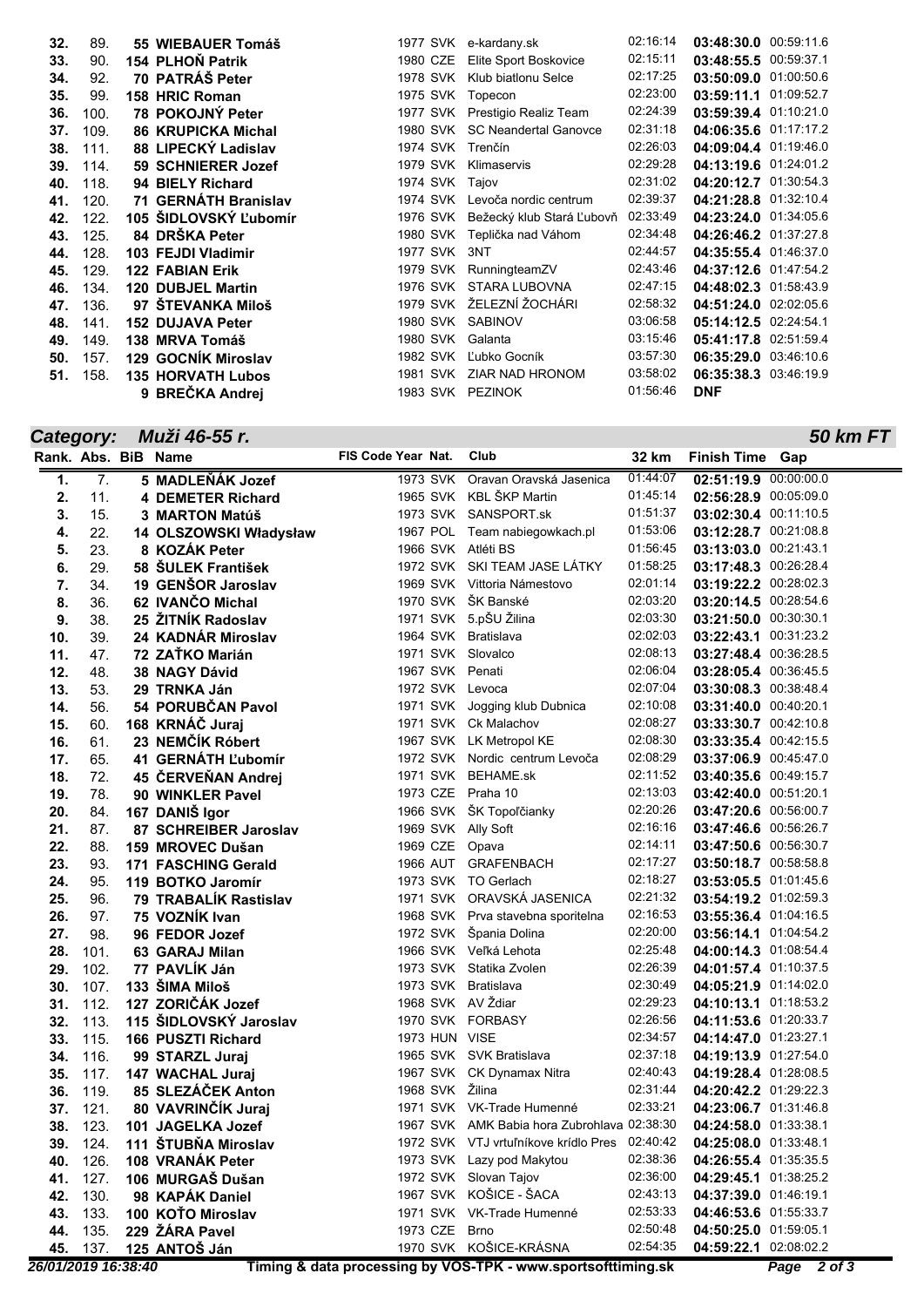| Rank. | Abs. | BiB | Name | FIS Code | Year | Nat. | Club | 32 km | Finish Time | Gap |
|---|---|---|---|---|---|---|---|---|---|---|
| **32.** | 89. | 55 | **WIEBAUER Tomáš** | | 1977 | SVK | e-kardany.sk | 02:16:14 | **03:48:30.0** | 00:59:11.6 |
| **33.** | 90. | 154 | **PLHOŇ Patrik** | | 1980 | CZE | Elite Sport Boskovice | 02:15:11 | **03:48:55.5** | 00:59:37.1 |
| **34.** | 92. | 70 | **PATRÁŠ Peter** | | 1978 | SVK | Klub biatlonu Selce | 02:17:25 | **03:50:09.0** | 01:00:50.6 |
| **35.** | 99. | 158 | **HRIC Roman** | | 1975 | SVK | Topecon | 02:23:00 | **03:59:11.1** | 01:09:52.7 |
| **36.** | 100. | 78 | **POKOJNÝ Peter** | | 1977 | SVK | Prestigio Realiz Team | 02:24:39 | **03:59:39.4** | 01:10:21.0 |
| **37.** | 109. | 86 | **KRUPICKA Michal** | | 1980 | SVK | SC Neandertal Ganovce | 02:31:18 | **04:06:35.6** | 01:17:17.2 |
| **38.** | 111. | 88 | **LIPECKÝ Ladislav** | | 1974 | SVK | Trenčín | 02:26:03 | **04:09:04.4** | 01:19:46.0 |
| **39.** | 114. | 59 | **SCHNIERER Jozef** | | 1979 | SVK | Klimaservis | 02:29:28 | **04:13:19.6** | 01:24:01.2 |
| **40.** | 118. | 94 | **BIELY Richard** | | 1974 | SVK | Tajov | 02:31:02 | **04:20:12.7** | 01:30:54.3 |
| **41.** | 120. | 71 | **GERNÁTH Branislav** | | 1974 | SVK | Levoča nordic centrum | 02:39:37 | **04:21:28.8** | 01:32:10.4 |
| **42.** | 122. | 105 | **ŠIDLOVSKÝ Ľubomír** | | 1976 | SVK | Bežecký klub Stará Ľubovň | 02:33:49 | **04:23:24.0** | 01:34:05.6 |
| **43.** | 125. | 84 | **DRŠKA Peter** | | 1980 | SVK | Teplička nad Váhom | 02:34:48 | **04:26:46.2** | 01:37:27.8 |
| **44.** | 128. | 103 | **FEJDI Vladimir** | | 1977 | SVK | 3NT | 02:44:57 | **04:35:55.4** | 01:46:37.0 |
| **45.** | 129. | 122 | **FABIAN Erik** | | 1979 | SVK | RunningteamZV | 02:43:46 | **04:37:12.6** | 01:47:54.2 |
| **46.** | 134. | 120 | **DUBJEL Martin** | | 1976 | SVK | STARA LUBOVNA | 02:47:15 | **04:48:02.3** | 01:58:43.9 |
| **47.** | 136. | 97 | **ŠTEVANKA Miloš** | | 1979 | SVK | ŽELEZNÍ ŽOCHÁRI | 02:58:32 | **04:51:24.0** | 02:02:05.6 |
| **48.** | 141. | 152 | **DUJAVA Peter** | | 1980 | SVK | SABINOV | 03:06:58 | **05:14:12.5** | 02:24:54.1 |
| **49.** | 149. | 138 | **MRVA Tomáš** | | 1980 | SVK | Galanta | 03:15:46 | **05:41:17.8** | 02:51:59.4 |
| **50.** | 157. | 129 | **GOCNÍK Miroslav** | | 1982 | SVK | Ľubko Gocník | 03:57:30 | **06:35:29.0** | 03:46:10.6 |
| **51.** | 158. | 135 | **HORVATH Lubos** | | 1981 | SVK | ZIAR NAD HRONOM | 03:58:02 | **06:35:38.3** | 03:46:19.9 |
| | | 9 | **BREČKA Andrej** | | 1983 | SVK | PEZINOK | 01:56:46 | **DNF** | |

## *Category: Muži 46-55 r.* — *50 km FT*

| Rank. | Abs. | BiB | Name | FIS Code | Year | Nat. | Club | 32 km | Finish Time | Gap |
|---|---|---|---|---|---|---|---|---|---|---|
| **1.** | 7. | 5 | **MADLEŇÁK Jozef** | | 1973 | SVK | Oravan Oravská Jasenica | 01:44:07 | **02:51:19.9** | 00:00:00.0 |
| **2.** | 11. | 4 | **DEMETER Richard** | | 1965 | SVK | KBL ŠKP Martin | 01:45:14 | **02:56:28.9** | 00:05:09.0 |
| **3.** | 15. | 3 | **MARTON Matúš** | | 1973 | SVK | SANSPORT.sk | 01:51:37 | **03:02:30.4** | 00:11:10.5 |
| **4.** | 22. | 14 | **OLSZOWSKI Władysław** | | 1967 | POL | Team nabiegowkach.pl | 01:53:06 | **03:12:28.7** | 00:21:08.8 |
| **5.** | 23. | 8 | **KOZÁK Peter** | | 1966 | SVK | Atléti BS | 01:56:45 | **03:13:03.0** | 00:21:43.1 |
| **6.** | 29. | 58 | **ŠULEK František** | | 1972 | SVK | SKI TEAM JASE LÁTKY | 01:58:25 | **03:17:48.3** | 00:26:28.4 |
| **7.** | 34. | 19 | **GENŠOR Jaroslav** | | 1969 | SVK | Vittoria Námestovo | 02:01:14 | **03:19:22.2** | 00:28:02.3 |
| **8.** | 36. | 62 | **IVANČO Michal** | | 1970 | SVK | ŠK Banské | 02:03:20 | **03:20:14.5** | 00:28:54.6 |
| **9.** | 38. | 25 | **ŽITNÍK Radoslav** | | 1971 | SVK | 5.pŠU Žilina | 02:03:30 | **03:21:50.0** | 00:30:30.1 |
| **10.** | 39. | 24 | **KADNÁR Miroslav** | | 1964 | SVK | Bratislava | 02:02:03 | **03:22:43.1** | 00:31:23.2 |
| **11.** | 47. | 72 | **ZAŤKO Marián** | | 1971 | SVK | Slovalco | 02:08:13 | **03:27:48.4** | 00:36:28.5 |
| **12.** | 48. | 38 | **NAGY Dávid** | | 1967 | SVK | Penati | 02:06:04 | **03:28:05.4** | 00:36:45.5 |
| **13.** | 53. | 29 | **TRNKA Ján** | | 1972 | SVK | Levoca | 02:07:04 | **03:30:08.3** | 00:38:48.4 |
| **14.** | 56. | 54 | **PORUBČAN Pavol** | | 1971 | SVK | Jogging klub Dubnica | 02:10:08 | **03:31:40.0** | 00:40:20.1 |
| **15.** | 60. | 168 | **KRNÁČ Juraj** | | 1971 | SVK | Ck Malachov | 02:08:27 | **03:33:30.7** | 00:42:10.8 |
| **16.** | 61. | 23 | **NEMČÍK Róbert** | | 1967 | SVK | LK Metropol KE | 02:08:30 | **03:33:35.4** | 00:42:15.5 |
| **17.** | 65. | 41 | **GERNÁTH Ľubomír** | | 1972 | SVK | Nordic centrum Levoča | 02:08:29 | **03:37:06.9** | 00:45:47.0 |
| **18.** | 72. | 45 | **ČERVEŇAN Andrej** | | 1971 | SVK | BEHAME.sk | 02:11:52 | **03:40:35.6** | 00:49:15.7 |
| **19.** | 78. | 90 | **WINKLER Pavel** | | 1973 | CZE | Praha 10 | 02:13:03 | **03:42:40.0** | 00:51:20.1 |
| **20.** | 84. | 167 | **DANIŠ Igor** | | 1966 | SVK | ŠK Topoľčianky | 02:20:26 | **03:47:20.6** | 00:56:00.7 |
| **21.** | 87. | 87 | **SCHREIBER Jaroslav** | | 1969 | SVK | Ally Soft | 02:16:16 | **03:47:46.6** | 00:56:26.7 |
| **22.** | 88. | 159 | **MROVEC Dušan** | | 1969 | CZE | Opava | 02:14:11 | **03:47:50.6** | 00:56:30.7 |
| **23.** | 93. | 171 | **FASCHING Gerald** | | 1966 | AUT | GRAFENBACH | 02:17:27 | **03:50:18.7** | 00:58:58.8 |
| **24.** | 95. | 119 | **BOTKO Jaromír** | | 1973 | SVK | TO Gerlach | 02:18:27 | **03:53:05.5** | 01:01:45.6 |
| **25.** | 96. | 79 | **TRABALÍK Rastislav** | | 1971 | SVK | ORAVSKÁ JASENICA | 02:21:32 | **03:54:19.2** | 01:02:59.3 |
| **26.** | 97. | 75 | **VOZNÍK Ivan** | | 1968 | SVK | Prva stavebna sporitelna | 02:16:53 | **03:55:36.4** | 01:04:16.5 |
| **27.** | 98. | 96 | **FEDOR Jozef** | | 1972 | SVK | Špania Dolina | 02:20:00 | **03:56:14.1** | 01:04:54.2 |
| **28.** | 101. | 63 | **GARAJ Milan** | | 1966 | SVK | Veľká Lehota | 02:25:48 | **04:00:14.3** | 01:08:54.4 |
| **29.** | 102. | 77 | **PAVLÍK Ján** | | 1973 | SVK | Statika Zvolen | 02:26:39 | **04:01:57.4** | 01:10:37.5 |
| **30.** | 107. | 133 | **ŠIMA Miloš** | | 1973 | SVK | Bratislava | 02:30:49 | **04:05:21.9** | 01:14:02.0 |
| **31.** | 112. | 127 | **ZORIČÁK Jozef** | | 1968 | SVK | AV Ždiar | 02:29:23 | **04:10:13.1** | 01:18:53.2 |
| **32.** | 113. | 115 | **ŠIDLOVSKÝ Jaroslav** | | 1970 | SVK | FORBASY | 02:26:56 | **04:11:53.6** | 01:20:33.7 |
| **33.** | 115. | 166 | **PUSZTI Richard** | | 1973 | HUN | VISE | 02:34:57 | **04:14:47.0** | 01:23:27.1 |
| **34.** | 116. | 99 | **STARZL Juraj** | | 1965 | SVK | SVK Bratislava | 02:37:18 | **04:19:13.9** | 01:27:54.0 |
| **35.** | 117. | 147 | **WACHAL Juraj** | | 1967 | SVK | CK Dynamax Nitra | 02:40:43 | **04:19:28.4** | 01:28:08.5 |
| **36.** | 119. | 85 | **SLEZÁČEK Anton** | | 1968 | SVK | Žilina | 02:31:44 | **04:20:42.2** | 01:29:22.3 |
| **37.** | 121. | 80 | **VAVRINČÍK Juraj** | | 1971 | SVK | VK-Trade Humenné | 02:33:21 | **04:23:06.7** | 01:31:46.8 |
| **38.** | 123. | 101 | **JAGELKA Jozef** | | 1967 | SVK | AMK Babia hora Zubrohlava | 02:38:30 | **04:24:58.0** | 01:33:38.1 |
| **39.** | 124. | 111 | **ŠTUBŇA Miroslav** | | 1972 | SVK | VTJ vrtuľníkove krídlo Pres | 02:40:42 | **04:25:08.0** | 01:33:48.1 |
| **40.** | 126. | 108 | **VRANÁK Peter** | | 1973 | SVK | Lazy pod Makytou | 02:38:36 | **04:26:55.4** | 01:35:35.5 |
| **41.** | 127. | 106 | **MURGAŠ Dušan** | | 1972 | SVK | Slovan Tajov | 02:36:00 | **04:29:45.1** | 01:38:25.2 |
| **42.** | 130. | 98 | **KAPÁK Daniel** | | 1967 | SVK | KOŠICE - ŠACA | 02:43:13 | **04:37:39.0** | 01:46:19.1 |
| **43.** | 133. | 100 | **KOŤO Miroslav** | | 1971 | SVK | VK-Trade Humenné | 02:53:33 | **04:46:53.6** | 01:55:33.7 |
| **44.** | 135. | 229 | **ŽÁRA Pavel** | | 1973 | CZE | Brno | 02:50:48 | **04:50:25.0** | 01:59:05.1 |
| **45.** | 137. | 125 | **ANTOŠ Ján** | | 1970 | SVK | KOŠICE-KRÁSNA | 02:54:35 | **04:59:22.1** | 02:08:02.2 |

26/01/2019 16:38:40 — Timing & data processing by VOS-TPK - www.sportsofttiming.sk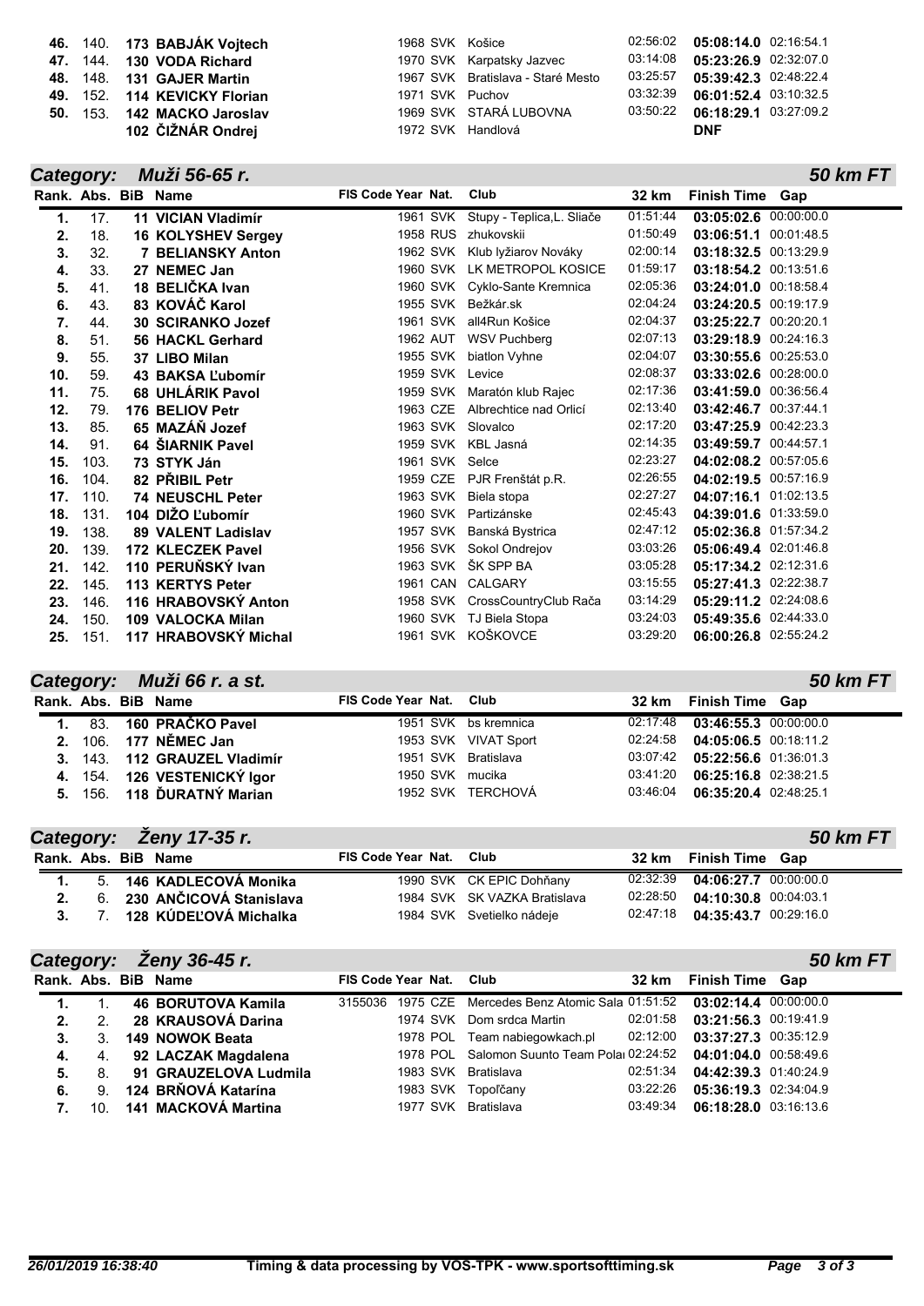| | | | | | | | | | | |
|---|---|---|---|---|---|---|---|---|---|---|
| **46.** | 140. | **173** | **BABJÁK Vojtech** | | 1968 | SVK | Košice | 02:56:02 | **05:08:14.0** | 02:16:54.1 |
| **47.** | 144. | **130** | **VODA Richard** | | 1970 | SVK | Karpatsky Jazvec | 03:14:08 | **05:23:26.9** | 02:32:07.0 |
| **48.** | 148. | **131** | **GAJER Martin** | | 1967 | SVK | Bratislava - Staré Mesto | 03:25:57 | **05:39:42.3** | 02:48:22.4 |
| **49.** | 152. | **114** | **KEVICKY Florian** | | 1971 | SVK | Puchov | 03:32:39 | **06:01:52.4** | 03:10:32.5 |
| **50.** | 153. | **142** | **MACKO Jaroslav** | | 1969 | SVK | STARÁ LUBOVNA | 03:50:22 | **06:18:29.1** | 03:27:09.2 |
| | | **102** | **ČIŽNÁR Ondrej** | | 1972 | SVK | Handlová | | **DNF** | |

## Category: Muži 56-65 r. — 50 km FT

| Rank. | Abs. | BiB | Name | FIS Code | Year | Nat. | Club | 32 km | Finish Time | Gap |
|---|---|---|---|---|---|---|---|---|---|---|
| **1.** | 17. | **11** | **VICIAN Vladimír** | | 1961 | SVK | Stupy - Teplica,L. Sliače | 01:51:44 | **03:05:02.6** | 00:00:00.0 |
| **2.** | 18. | **16** | **KOLYSHEV Sergey** | | 1958 | RUS | zhukovskii | 01:50:49 | **03:06:51.1** | 00:01:48.5 |
| **3.** | 32. | **7** | **BELIANSKY Anton** | | 1962 | SVK | Klub lyžiarov Nováky | 02:00:14 | **03:18:32.5** | 00:13:29.9 |
| **4.** | 33. | **27** | **NEMEC Jan** | | 1960 | SVK | LK METROPOL KOSICE | 01:59:17 | **03:18:54.2** | 00:13:51.6 |
| **5.** | 41. | **18** | **BELIČKA Ivan** | | 1960 | SVK | Cyklo-Sante Kremnica | 02:05:36 | **03:24:01.0** | 00:18:58.4 |
| **6.** | 43. | **83** | **KOVÁČ Karol** | | 1955 | SVK | Bežkár.sk | 02:04:24 | **03:24:20.5** | 00:19:17.9 |
| **7.** | 44. | **30** | **SCIRANKO Jozef** | | 1961 | SVK | all4Run Košice | 02:04:37 | **03:25:22.7** | 00:20:20.1 |
| **8.** | 51. | **56** | **HACKL Gerhard** | | 1962 | AUT | WSV Puchberg | 02:07:13 | **03:29:18.9** | 00:24:16.3 |
| **9.** | 55. | **37** | **LIBO Milan** | | 1955 | SVK | biatlon Vyhne | 02:04:07 | **03:30:55.6** | 00:25:53.0 |
| **10.** | 59. | **43** | **BAKSA Ľubomír** | | 1959 | SVK | Levice | 02:08:37 | **03:33:02.6** | 00:28:00.0 |
| **11.** | 75. | **68** | **UHLÁRIK Pavol** | | 1959 | SVK | Maratón klub Rajec | 02:17:36 | **03:41:59.0** | 00:36:56.4 |
| **12.** | 79. | **176** | **BELIOV Petr** | | 1963 | CZE | Albrechtice nad Orlicí | 02:13:40 | **03:42:46.7** | 00:37:44.1 |
| **13.** | 85. | **65** | **MAZÁŇ Jozef** | | 1963 | SVK | Slovalco | 02:17:20 | **03:47:25.9** | 00:42:23.3 |
| **14.** | 91. | **64** | **ŠIARNIK Pavel** | | 1959 | SVK | KBL Jasná | 02:14:35 | **03:49:59.7** | 00:44:57.1 |
| **15.** | 103. | **73** | **STYK Ján** | | 1961 | SVK | Selce | 02:23:27 | **04:02:08.2** | 00:57:05.6 |
| **16.** | 104. | **82** | **PŘIBIL Petr** | | 1959 | CZE | PJR Frenštát p.R. | 02:26:55 | **04:02:19.5** | 00:57:16.9 |
| **17.** | 110. | **74** | **NEUSCHL Peter** | | 1963 | SVK | Biela stopa | 02:27:27 | **04:07:16.1** | 01:02:13.5 |
| **18.** | 131. | **104** | **DIŽO Ľubomír** | | 1960 | SVK | Partizánske | 02:45:43 | **04:39:01.6** | 01:33:59.0 |
| **19.** | 138. | **89** | **VALENT Ladislav** | | 1957 | SVK | Banská Bystrica | 02:47:12 | **05:02:36.8** | 01:57:34.2 |
| **20.** | 139. | **172** | **KLECZEK Pavel** | | 1956 | SVK | Sokol Ondrejov | 03:03:26 | **05:06:49.4** | 02:01:46.8 |
| **21.** | 142. | **110** | **PERUŇSKÝ Ivan** | | 1963 | SVK | ŠK SPP BA | 03:05:28 | **05:17:34.2** | 02:12:31.6 |
| **22.** | 145. | **113** | **KERTYS Peter** | | 1961 | CAN | CALGARY | 03:15:55 | **05:27:41.3** | 02:22:38.7 |
| **23.** | 146. | **116** | **HRABOVSKÝ Anton** | | 1958 | SVK | CrossCountryClub Rača | 03:14:29 | **05:29:11.2** | 02:24:08.6 |
| **24.** | 150. | **109** | **VALOCKA Milan** | | 1960 | SVK | TJ Biela Stopa | 03:24:03 | **05:49:35.6** | 02:44:33.0 |
| **25.** | 151. | **117** | **HRABOVSKÝ Michal** | | 1961 | SVK | KOŠKOVCE | 03:29:20 | **06:00:26.8** | 02:55:24.2 |

## Category: Muži 66 r. a st. — 50 km FT

| Rank. | Abs. | BiB | Name | FIS Code | Year | Nat. | Club | 32 km | Finish Time | Gap |
|---|---|---|---|---|---|---|---|---|---|---|
| **1.** | 83. | **160** | **PRAČKO Pavel** | | 1951 | SVK | bs kremnica | 02:17:48 | **03:46:55.3** | 00:00:00.0 |
| **2.** | 106. | **177** | **NĚMEC Jan** | | 1953 | SVK | VIVAT Sport | 02:24:58 | **04:05:06.5** | 00:18:11.2 |
| **3.** | 143. | **112** | **GRAUZEL Vladimír** | | 1951 | SVK | Bratislava | 03:07:42 | **05:22:56.6** | 01:36:01.3 |
| **4.** | 154. | **126** | **VESTENICKÝ Igor** | | 1950 | SVK | mucika | 03:41:20 | **06:25:16.8** | 02:38:21.5 |
| **5.** | 156. | **118** | **ĎURATNÝ Marian** | | 1952 | SVK | TERCHOVÁ | 03:46:04 | **06:35:20.4** | 02:48:25.1 |

## Category: Ženy 17-35 r. — 50 km FT

| Rank. | Abs. | BiB | Name | FIS Code | Year | Nat. | Club | 32 km | Finish Time | Gap |
|---|---|---|---|---|---|---|---|---|---|---|
| **1.** | 5. | **146** | **KADLECOVÁ Monika** | | 1990 | SVK | CK EPIC Dohňany | 02:32:39 | **04:06:27.7** | 00:00:00.0 |
| **2.** | 6. | **230** | **ANČICOVÁ Stanislava** | | 1984 | SVK | SK VAZKA Bratislava | 02:28:50 | **04:10:30.8** | 00:04:03.1 |
| **3.** | 7. | **128** | **KÚDEĽOVÁ Michalka** | | 1984 | SVK | Svetielko nádeje | 02:47:18 | **04:35:43.7** | 00:29:16.0 |

## Category: Ženy 36-45 r. — 50 km FT

| Rank. | Abs. | BiB | Name | FIS Code | Year | Nat. | Club | 32 km | Finish Time | Gap |
|---|---|---|---|---|---|---|---|---|---|---|
| **1.** | 1. | **46** | **BORUTOVA Kamila** | 3155036 | 1975 | CZE | Mercedes Benz Atomic Sala | 01:51:52 | **03:02:14.4** | 00:00:00.0 |
| **2.** | 2. | **28** | **KRAUSOVÁ Darina** | | 1974 | SVK | Dom srdca Martin | 02:01:58 | **03:21:56.3** | 00:19:41.9 |
| **3.** | 3. | **149** | **NOWOK Beata** | | 1978 | POL | Team nabiegowkach.pl | 02:12:00 | **03:37:27.3** | 00:35:12.9 |
| **4.** | 4. | **92** | **LACZAK Magdalena** | | 1978 | POL | Salomon Suunto Team Polai | 02:24:52 | **04:01:04.0** | 00:58:49.6 |
| **5.** | 8. | **91** | **GRAUZELOVA Ludmila** | | 1983 | SVK | Bratislava | 02:51:34 | **04:42:39.3** | 01:40:24.9 |
| **6.** | 9. | **124** | **BRŇOVÁ Katarína** | | 1983 | SVK | Topoľčany | 03:22:26 | **05:36:19.3** | 02:34:04.9 |
| **7.** | 10. | **141** | **MACKOVÁ Martina** | | 1977 | SVK | Bratislava | 03:49:34 | **06:18:28.0** | 03:16:13.6 |

26/01/2019 16:38:40 — Timing & data processing by VOS-TPK - www.sportsofttiming.sk